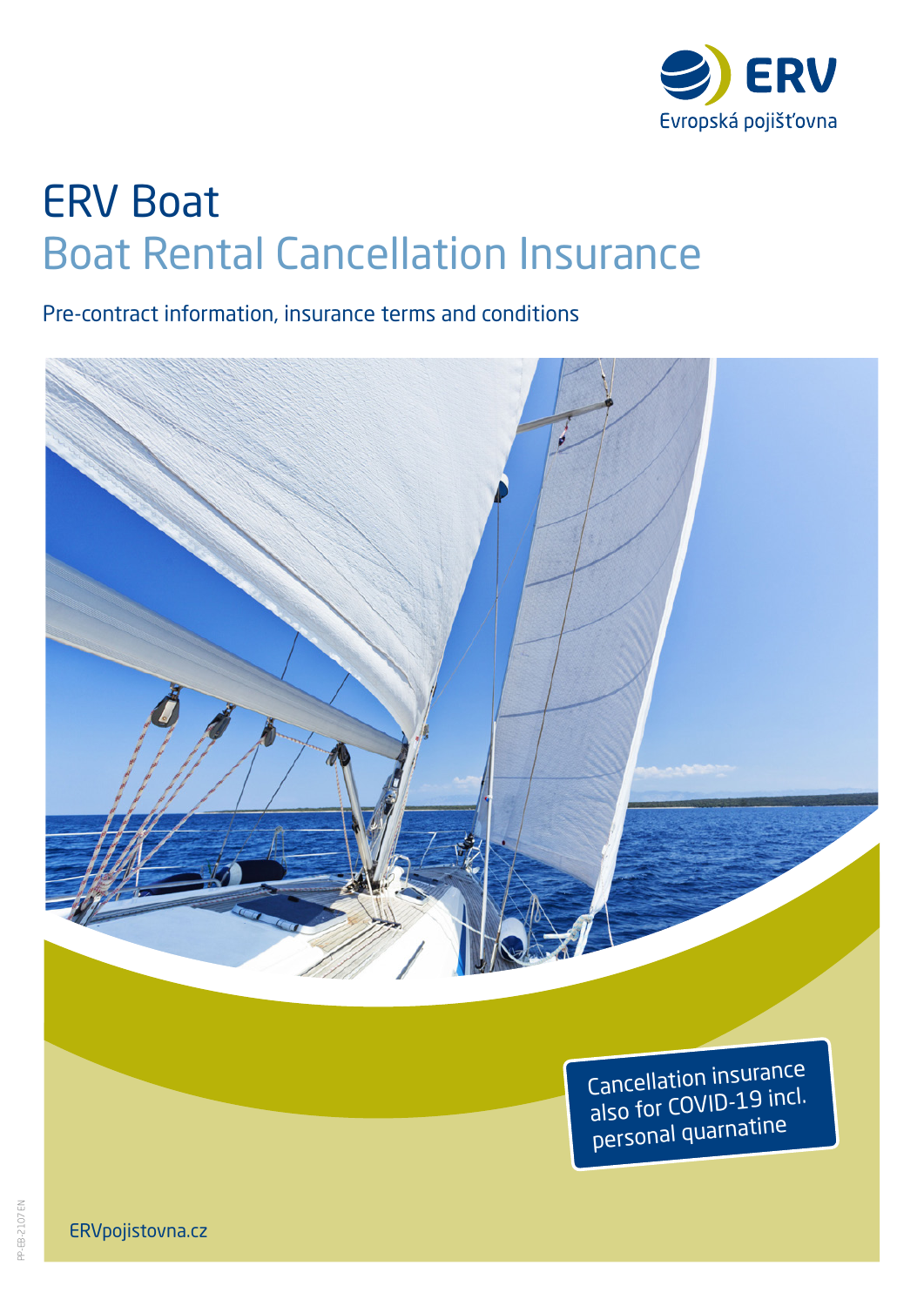ERV
Evropská pojišťovna

# ERV Boat

## Boat Rental Cancellation Insurance

Pre-contract information, insurance terms and conditions

Cancellation insurance also for COVID-19 incl. personal quarnatine

ERVpojistovna.cz

PP-EB-2107 EN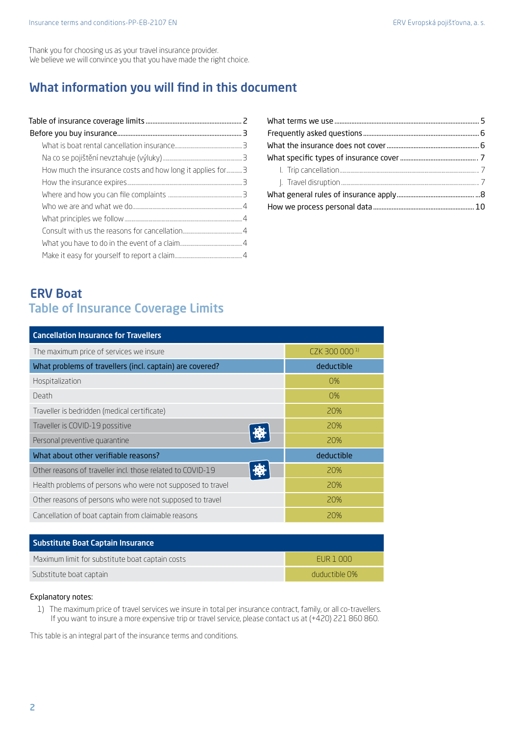Thank you for choosing us as your travel insurance provider.
We believe we will convince you that you have made the right choice.

## What information you will find in this document

- Table of insurance coverage limits ........ 2
- Before you buy insurance ........ 3
  - What is boat rental cancellation insurance ........ 3
  - Na co se pojištění nevztahuje (výluky) ........ 3
  - How much the insurance costs and how long it applies for ........ 3
  - How the insurance expires ........ 3
  - Where and how you can file complaints ........ 3
  - Who we are and what we do ........ 4
  - What principles we follow ........ 4
  - Consult with us the reasons for cancellation ........ 4
  - What you have to do in the event of a claim ........ 4
  - Make it easy for yourself to report a claim ........ 4
- What terms we use ........ 5
- Frequently asked questions ........ 6
- What the insurance does not cover ........ 6
- What specific types of insurance cover ........ 7
  - I. Trip cancellation ........ 7
  - J. Travel disruption ........ 7
- What general rules of insurance apply ........ 8
- How we process personal data ........ 10

# ERV Boat
## Table of Insurance Coverage Limits

| Cancellation Insurance for Travellers | |
|---|---|
| The maximum price of services we insure | CZK 300 000 [1] |
| **What problems of travellers (incl. captain) are covered?** | **deductible** |
| Hospitalization | 0% |
| Death | 0% |
| Traveller is bedridden (medical certificate) | 20% |
| Traveller is COVID-19 possitive | 20% |
| Personal preventive quarantine | 20% |
| **What about other verifiable reasons?** | **deductible** |
| Other reasons of traveller incl. those related to COVID-19 | 20% |
| Health problems of persons who were not supposed to travel | 20% |
| Other reasons of persons who were not supposed to travel | 20% |
| Cancellation of boat captain from claimable reasons | 20% |

| Substitute Boat Captain Insurance | |
|---|---|
| Maximum limit for substitute boat captain costs | EUR 1 000 |
| Substitute boat captain | duductible 0% |

Explanatory notes:

1) The maximum price of travel services we insure in total per insurance contract, family, or all co-travellers. If you want to insure a more expensive trip or travel service, please contact us at (+420) 221 860 860.

This table is an integral part of the insurance terms and conditions.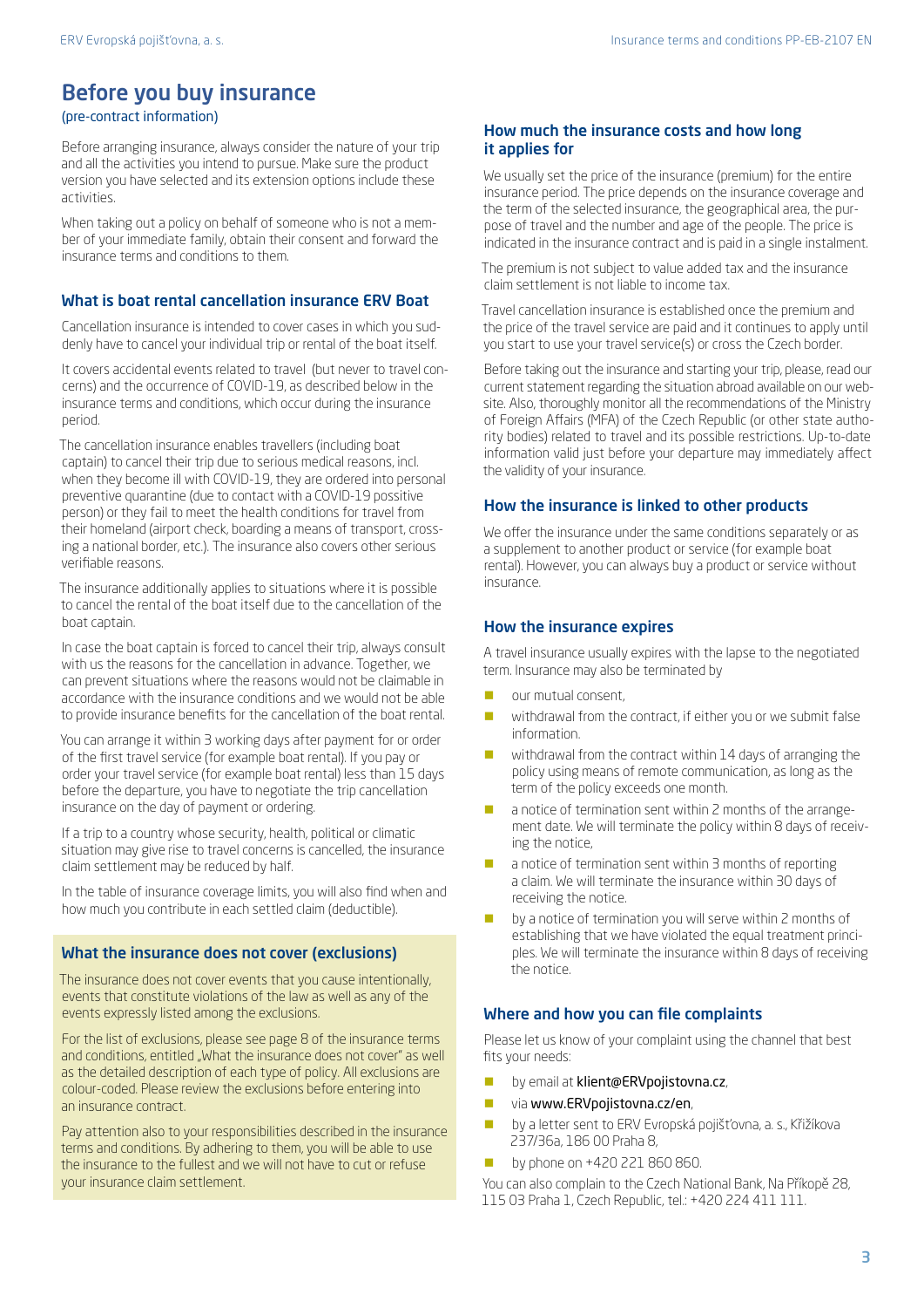# Before you buy insurance

(pre-contract information)

Before arranging insurance, always consider the nature of your trip and all the activities you intend to pursue. Make sure the product version you have selected and its extension options include these activities.

When taking out a policy on behalf of someone who is not a member of your immediate family, obtain their consent and forward the insurance terms and conditions to them.

## What is boat rental cancellation insurance ERV Boat

Cancellation insurance is intended to cover cases in which you suddenly have to cancel your individual trip or rental of the boat itself.

It covers accidental events related to travel (but never to travel concerns) and the occurrence of COVID-19, as described below in the insurance terms and conditions, which occur during the insurance period.

The cancellation insurance enables travellers (including boat captain) to cancel their trip due to serious medical reasons, incl. when they become ill with COVID-19, they are ordered into personal preventive quarantine (due to contact with a COVID-19 possitive person) or they fail to meet the health conditions for travel from their homeland (airport check, boarding a means of transport, crossing a national border, etc.). The insurance also covers other serious verifiable reasons.

The insurance additionally applies to situations where it is possible to cancel the rental of the boat itself due to the cancellation of the boat captain.

In case the boat captain is forced to cancel their trip, always consult with us the reasons for the cancellation in advance. Together, we can prevent situations where the reasons would not be claimable in accordance with the insurance conditions and we would not be able to provide insurance benefits for the cancellation of the boat rental.

You can arrange it within 3 working days after payment for or order of the first travel service (for example boat rental). If you pay or order your travel service (for example boat rental) less than 15 days before the departure, you have to negotiate the trip cancellation insurance on the day of payment or ordering.

If a trip to a country whose security, health, political or climatic situation may give rise to travel concerns is cancelled, the insurance claim settlement may be reduced by half.

In the table of insurance coverage limits, you will also find when and how much you contribute in each settled claim (deductible).

## What the insurance does not cover (exclusions)

The insurance does not cover events that you cause intentionally, events that constitute violations of the law as well as any of the events expressly listed among the exclusions.

For the list of exclusions, please see page 8 of the insurance terms and conditions, entitled „What the insurance does not cover" as well as the detailed description of each type of policy. All exclusions are colour-coded. Please review the exclusions before entering into an insurance contract.

Pay attention also to your responsibilities described in the insurance terms and conditions. By adhering to them, you will be able to use the insurance to the fullest and we will not have to cut or refuse your insurance claim settlement.

## How much the insurance costs and how long it applies for

We usually set the price of the insurance (premium) for the entire insurance period. The price depends on the insurance coverage and the term of the selected insurance, the geographical area, the purpose of travel and the number and age of the people. The price is indicated in the insurance contract and is paid in a single instalment.

The premium is not subject to value added tax and the insurance claim settlement is not liable to income tax.

Travel cancellation insurance is established once the premium and the price of the travel service are paid and it continues to apply until you start to use your travel service(s) or cross the Czech border.

Before taking out the insurance and starting your trip, please, read our current statement regarding the situation abroad available on our website. Also, thoroughly monitor all the recommendations of the Ministry of Foreign Affairs (MFA) of the Czech Republic (or other state authority bodies) related to travel and its possible restrictions. Up-to-date information valid just before your departure may immediately affect the validity of your insurance.

## How the insurance is linked to other products

We offer the insurance under the same conditions separately or as a supplement to another product or service (for example boat rental). However, you can always buy a product or service without insurance.

## How the insurance expires

A travel insurance usually expires with the lapse to the negotiated term. Insurance may also be terminated by

- our mutual consent,
- withdrawal from the contract, if either you or we submit false information.
- withdrawal from the contract within 14 days of arranging the policy using means of remote communication, as long as the term of the policy exceeds one month.
- a notice of termination sent within 2 months of the arrangement date. We will terminate the policy within 8 days of receiving the notice,
- a notice of termination sent within 3 months of reporting a claim. We will terminate the insurance within 30 days of receiving the notice.
- by a notice of termination you will serve within 2 months of establishing that we have violated the equal treatment principles. We will terminate the insurance within 8 days of receiving the notice.

## Where and how you can file complaints

Please let us know of your complaint using the channel that best fits your needs:

- by email at klient@ERVpojistovna.cz,
- via www.ERVpojistovna.cz/en,
- by a letter sent to ERV Evropská pojišťovna, a. s., Křižíkova 237/36a, 186 00 Praha 8,
- by phone on +420 221 860 860.

You can also complain to the Czech National Bank, Na Příkopě 28, 115 03 Praha 1, Czech Republic, tel.: +420 224 411 111.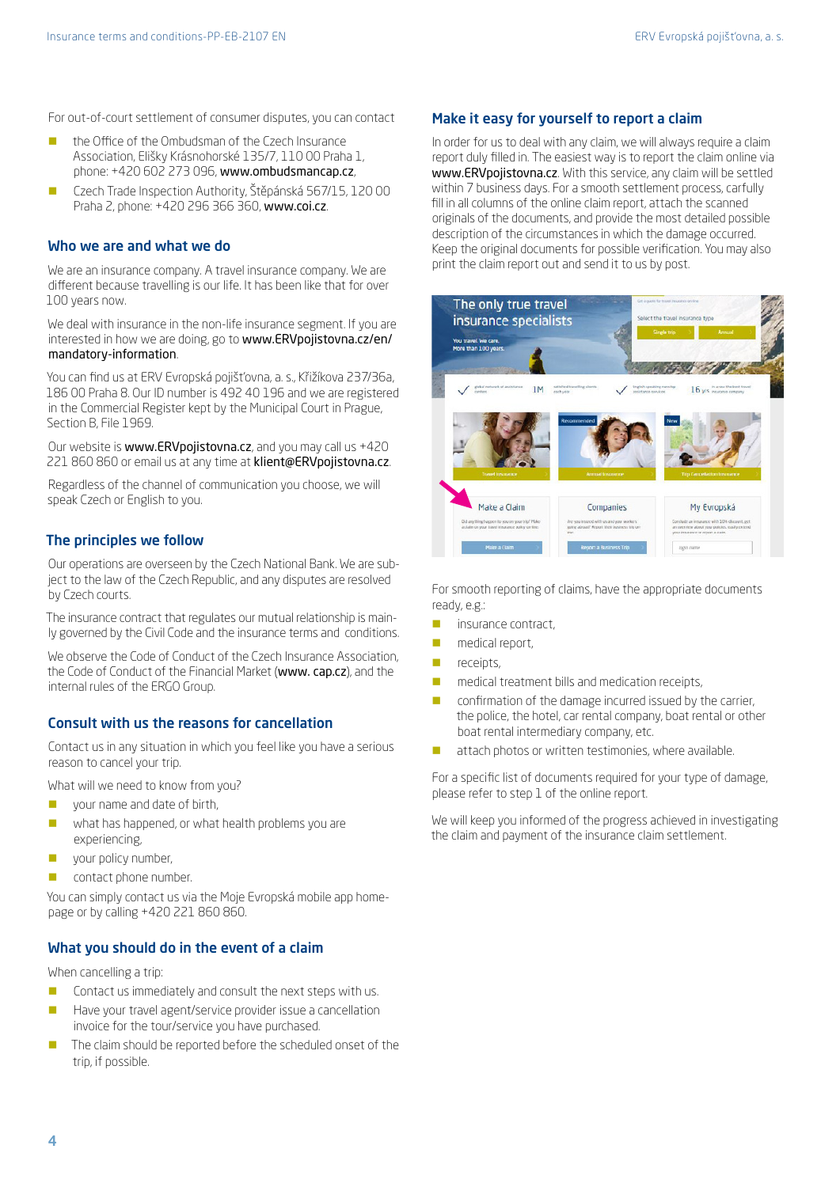For out-of-court settlement of consumer disputes, you can contact

- the Office of the Ombudsman of the Czech Insurance Association, Elišky Krásnohorské 135/7, 110 00 Praha 1, phone: +420 602 273 096, www.ombudsmancap.cz,
- Czech Trade Inspection Authority, Štěpánská 567/15, 120 00 Praha 2, phone: +420 296 366 360, www.coi.cz.

## Who we are and what we do

We are an insurance company. A travel insurance company. We are different because travelling is our life. It has been like that for over 100 years now.

We deal with insurance in the non-life insurance segment. If you are interested in how we are doing, go to www.ERVpojistovna.cz/en/mandatory-information.

You can find us at ERV Evropská pojišťovna, a. s., Křižíkova 237/36a, 186 00 Praha 8. Our ID number is 492 40 196 and we are registered in the Commercial Register kept by the Municipal Court in Prague, Section B, File 1969.

Our website is www.ERVpojistovna.cz, and you may call us +420 221 860 860 or email us at any time at klient@ERVpojistovna.cz.

Regardless of the channel of communication you choose, we will speak Czech or English to you.

## The principles we follow

Our operations are overseen by the Czech National Bank. We are subject to the law of the Czech Republic, and any disputes are resolved by Czech courts.

The insurance contract that regulates our mutual relationship is mainly governed by the Civil Code and the insurance terms and conditions.

We observe the Code of Conduct of the Czech Insurance Association, the Code of Conduct of the Financial Market (www. cap.cz), and the internal rules of the ERGO Group.

## Consult with us the reasons for cancellation

Contact us in any situation in which you feel like you have a serious reason to cancel your trip.

What will we need to know from you?

- your name and date of birth,
- what has happened, or what health problems you are experiencing,
- your policy number,
- contact phone number.

You can simply contact us via the Moje Evropská mobile app homepage or by calling +420 221 860 860.

## What you should do in the event of a claim

When cancelling a trip:

- Contact us immediately and consult the next steps with us.
- Have your travel agent/service provider issue a cancellation invoice for the tour/service you have purchased.
- The claim should be reported before the scheduled onset of the trip, if possible.

## Make it easy for yourself to report a claim

In order for us to deal with any claim, we will always require a claim report duly filled in. The easiest way is to report the claim online via www.ERVpojistovna.cz. With this service, any claim will be settled within 7 business days. For a smooth settlement process, carfully fill in all columns of the online claim report, attach the scanned originals of the documents, and provide the most detailed possible description of the circumstances in which the damage occurred. Keep the original documents for possible verification. You may also print the claim report out and send it to us by post.

For smooth reporting of claims, have the appropriate documents ready, e.g.:

- insurance contract,
- medical report,
- receipts,
- medical treatment bills and medication receipts,
- confirmation of the damage incurred issued by the carrier, the police, the hotel, car rental company, boat rental or other boat rental intermediary company, etc.
- attach photos or written testimonies, where available.

For a specific list of documents required for your type of damage, please refer to step 1 of the online report.

We will keep you informed of the progress achieved in investigating the claim and payment of the insurance claim settlement.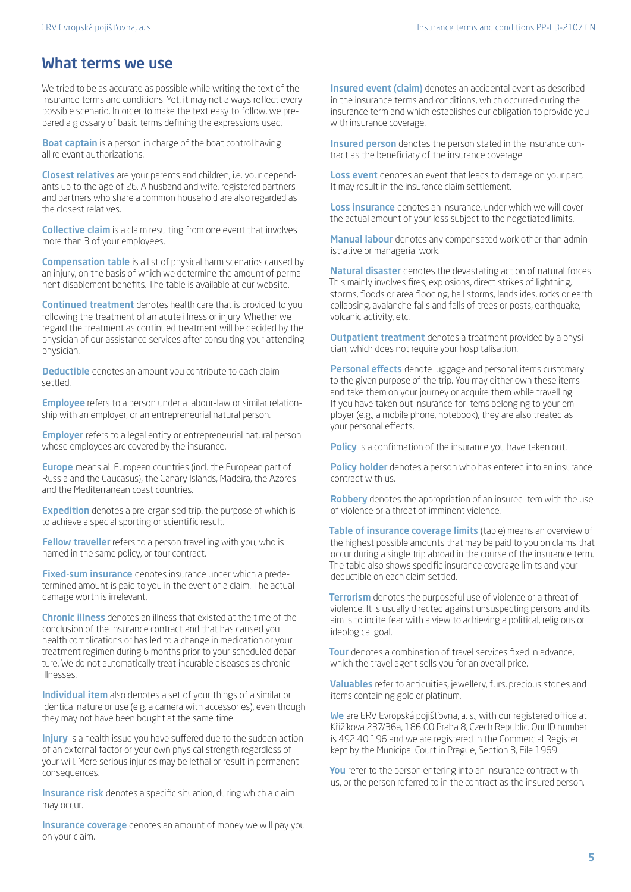## What terms we use

We tried to be as accurate as possible while writing the text of the insurance terms and conditions. Yet, it may not always reflect every possible scenario. In order to make the text easy to follow, we prepared a glossary of basic terms defining the expressions used.

**Boat captain** is a person in charge of the boat control having all relevant authorizations.

**Closest relatives** are your parents and children, i.e. your dependants up to the age of 26. A husband and wife, registered partners and partners who share a common household are also regarded as the closest relatives.

**Collective claim** is a claim resulting from one event that involves more than 3 of your employees.

**Compensation table** is a list of physical harm scenarios caused by an injury, on the basis of which we determine the amount of permanent disablement benefits. The table is available at our website.

**Continued treatment** denotes health care that is provided to you following the treatment of an acute illness or injury. Whether we regard the treatment as continued treatment will be decided by the physician of our assistance services after consulting your attending physician.

**Deductible** denotes an amount you contribute to each claim settled.

**Employee** refers to a person under a labour-law or similar relationship with an employer, or an entrepreneurial natural person.

**Employer** refers to a legal entity or entrepreneurial natural person whose employees are covered by the insurance.

**Europe** means all European countries (incl. the European part of Russia and the Caucasus), the Canary Islands, Madeira, the Azores and the Mediterranean coast countries.

**Expedition** denotes a pre-organised trip, the purpose of which is to achieve a special sporting or scientific result.

**Fellow traveller** refers to a person travelling with you, who is named in the same policy, or tour contract.

**Fixed-sum insurance** denotes insurance under which a predetermined amount is paid to you in the event of a claim. The actual damage worth is irrelevant.

**Chronic illness** denotes an illness that existed at the time of the conclusion of the insurance contract and that has caused you health complications or has led to a change in medication or your treatment regimen during 6 months prior to your scheduled departure. We do not automatically treat incurable diseases as chronic illnesses.

**Individual item** also denotes a set of your things of a similar or identical nature or use (e.g. a camera with accessories), even though they may not have been bought at the same time.

**Injury** is a health issue you have suffered due to the sudden action of an external factor or your own physical strength regardless of your will. More serious injuries may be lethal or result in permanent consequences.

**Insurance risk** denotes a specific situation, during which a claim may occur.

**Insurance coverage** denotes an amount of money we will pay you on your claim.

**Insured event (claim)** denotes an accidental event as described in the insurance terms and conditions, which occurred during the insurance term and which establishes our obligation to provide you with insurance coverage.

**Insured person** denotes the person stated in the insurance contract as the beneficiary of the insurance coverage.

**Loss event** denotes an event that leads to damage on your part. It may result in the insurance claim settlement.

**Loss insurance** denotes an insurance, under which we will cover the actual amount of your loss subject to the negotiated limits.

**Manual labour** denotes any compensated work other than administrative or managerial work.

**Natural disaster** denotes the devastating action of natural forces. This mainly involves fires, explosions, direct strikes of lightning, storms, floods or area flooding, hail storms, landslides, rocks or earth collapsing, avalanche falls and falls of trees or posts, earthquake, volcanic activity, etc.

**Outpatient treatment** denotes a treatment provided by a physician, which does not require your hospitalisation.

**Personal effects** denote luggage and personal items customary to the given purpose of the trip. You may either own these items and take them on your journey or acquire them while travelling. If you have taken out insurance for items belonging to your employer (e.g., a mobile phone, notebook), they are also treated as your personal effects.

**Policy** is a confirmation of the insurance you have taken out.

**Policy holder** denotes a person who has entered into an insurance contract with us.

**Robbery** denotes the appropriation of an insured item with the use of violence or a threat of imminent violence.

**Table of insurance coverage limits** (table) means an overview of the highest possible amounts that may be paid to you on claims that occur during a single trip abroad in the course of the insurance term. The table also shows specific insurance coverage limits and your deductible on each claim settled.

**Terrorism** denotes the purposeful use of violence or a threat of violence. It is usually directed against unsuspecting persons and its aim is to incite fear with a view to achieving a political, religious or ideological goal.

**Tour** denotes a combination of travel services fixed in advance, which the travel agent sells you for an overall price.

**Valuables** refer to antiquities, jewellery, furs, precious stones and items containing gold or platinum.

**We** are ERV Evropská pojišťovna, a. s., with our registered office at Křižíkova 237/36a, 186 00 Praha 8, Czech Republic. Our ID number is 492 40 196 and we are registered in the Commercial Register kept by the Municipal Court in Prague, Section B, File 1969.

**You** refer to the person entering into an insurance contract with us, or the person referred to in the contract as the insured person.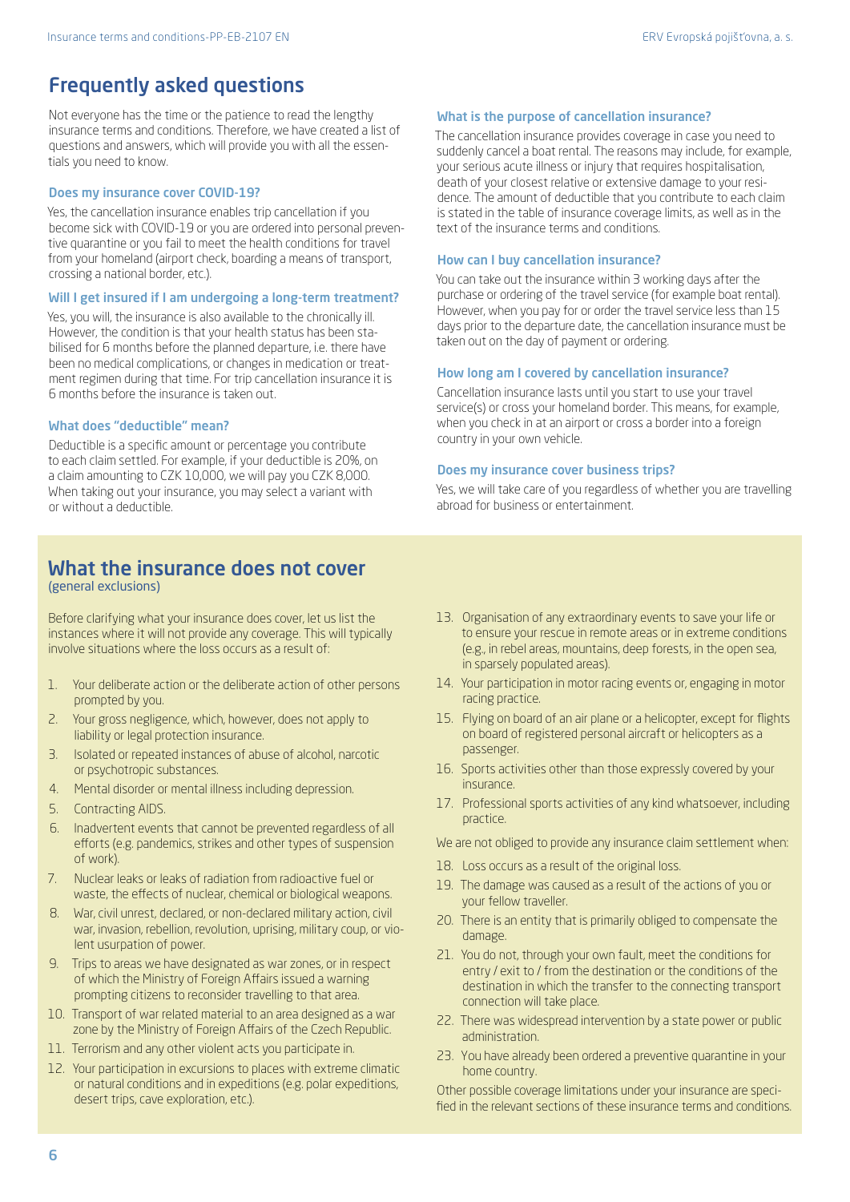# Frequently asked questions

Not everyone has the time or the patience to read the lengthy insurance terms and conditions. Therefore, we have created a list of questions and answers, which will provide you with all the essentials you need to know.

### Does my insurance cover COVID-19?

Yes, the cancellation insurance enables trip cancellation if you become sick with COVID-19 or you are ordered into personal preventive quarantine or you fail to meet the health conditions for travel from your homeland (airport check, boarding a means of transport, crossing a national border, etc.).

### Will I get insured if I am undergoing a long-term treatment?

Yes, you will, the insurance is also available to the chronically ill. However, the condition is that your health status has been stabilised for 6 months before the planned departure, i.e. there have been no medical complications, or changes in medication or treatment regimen during that time. For trip cancellation insurance it is 6 months before the insurance is taken out.

### What does "deductible" mean?

Deductible is a specific amount or percentage you contribute to each claim settled. For example, if your deductible is 20%, on a claim amounting to CZK 10,000, we will pay you CZK 8,000. When taking out your insurance, you may select a variant with or without a deductible.

### What is the purpose of cancellation insurance?

The cancellation insurance provides coverage in case you need to suddenly cancel a boat rental. The reasons may include, for example, your serious acute illness or injury that requires hospitalisation, death of your closest relative or extensive damage to your residence. The amount of deductible that you contribute to each claim is stated in the table of insurance coverage limits, as well as in the text of the insurance terms and conditions.

### How can I buy cancellation insurance?

You can take out the insurance within 3 working days after the purchase or ordering of the travel service (for example boat rental). However, when you pay for or order the travel service less than 15 days prior to the departure date, the cancellation insurance must be taken out on the day of payment or ordering.

### How long am I covered by cancellation insurance?

Cancellation insurance lasts until you start to use your travel service(s) or cross your homeland border. This means, for example, when you check in at an airport or cross a border into a foreign country in your own vehicle.

### Does my insurance cover business trips?

Yes, we will take care of you regardless of whether you are travelling abroad for business or entertainment.

## What the insurance does not cover
(general exclusions)

Before clarifying what your insurance does cover, let us list the instances where it will not provide any coverage. This will typically involve situations where the loss occurs as a result of:

1. Your deliberate action or the deliberate action of other persons prompted by you.
2. Your gross negligence, which, however, does not apply to liability or legal protection insurance.
3. Isolated or repeated instances of abuse of alcohol, narcotic or psychotropic substances.
4. Mental disorder or mental illness including depression.
5. Contracting AIDS.
6. Inadvertent events that cannot be prevented regardless of all efforts (e.g. pandemics, strikes and other types of suspension of work).
7. Nuclear leaks or leaks of radiation from radioactive fuel or waste, the effects of nuclear, chemical or biological weapons.
8. War, civil unrest, declared, or non-declared military action, civil war, invasion, rebellion, revolution, uprising, military coup, or violent usurpation of power.
9. Trips to areas we have designated as war zones, or in respect of which the Ministry of Foreign Affairs issued a warning prompting citizens to reconsider travelling to that area.
10. Transport of war related material to an area designed as a war zone by the Ministry of Foreign Affairs of the Czech Republic.
11. Terrorism and any other violent acts you participate in.
12. Your participation in excursions to places with extreme climatic or natural conditions and in expeditions (e.g. polar expeditions, desert trips, cave exploration, etc.).
13. Organisation of any extraordinary events to save your life or to ensure your rescue in remote areas or in extreme conditions (e.g., in rebel areas, mountains, deep forests, in the open sea, in sparsely populated areas).
14. Your participation in motor racing events or, engaging in motor racing practice.
15. Flying on board of an air plane or a helicopter, except for flights on board of registered personal aircraft or helicopters as a passenger.
16. Sports activities other than those expressly covered by your insurance.
17. Professional sports activities of any kind whatsoever, including practice.

We are not obliged to provide any insurance claim settlement when:

18. Loss occurs as a result of the original loss.
19. The damage was caused as a result of the actions of you or your fellow traveller.
20. There is an entity that is primarily obliged to compensate the damage.
21. You do not, through your own fault, meet the conditions for entry / exit to / from the destination or the conditions of the destination in which the transfer to the connecting transport connection will take place.
22. There was widespread intervention by a state power or public administration.
23. You have already been ordered a preventive quarantine in your home country.

Other possible coverage limitations under your insurance are specified in the relevant sections of these insurance terms and conditions.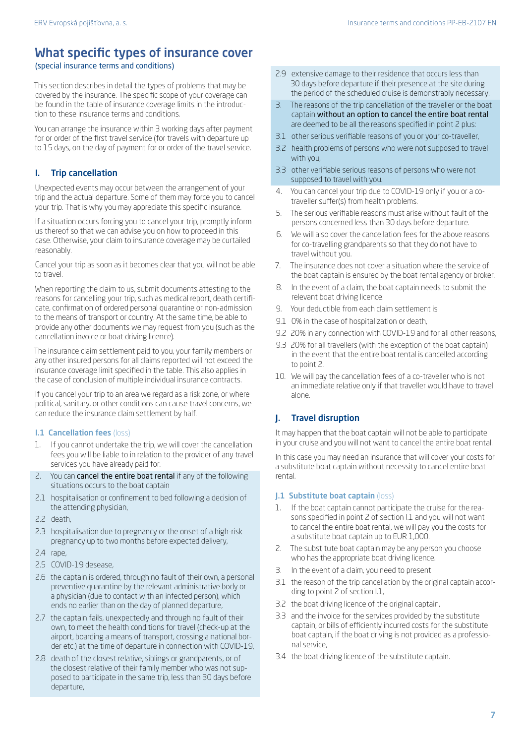# What specific types of insurance cover

(special insurance terms and conditions)

This section describes in detail the types of problems that may be covered by the insurance. The specific scope of your coverage can be found in the table of insurance coverage limits in the introduction to these insurance terms and conditions.

You can arrange the insurance within 3 working days after payment for or order of the first travel service (for travels with departure up to 15 days, on the day of payment for or order of the travel service.

## I. Trip cancellation

Unexpected events may occur between the arrangement of your trip and the actual departure. Some of them may force you to cancel your trip. That is why you may appreciate this specific insurance.

If a situation occurs forcing you to cancel your trip, promptly inform us thereof so that we can advise you on how to proceed in this case. Otherwise, your claim to insurance coverage may be curtailed reasonably.

Cancel your trip as soon as it becomes clear that you will not be able to travel.

When reporting the claim to us, submit documents attesting to the reasons for cancelling your trip, such as medical report, death certificate, confirmation of ordered personal quarantine or non-admission to the means of transport or country. At the same time, be able to provide any other documents we may request from you (such as the cancellation invoice or boat driving licence).

The insurance claim settlement paid to you, your family members or any other insured persons for all claims reported will not exceed the insurance coverage limit specified in the table. This also applies in the case of conclusion of multiple individual insurance contracts.

If you cancel your trip to an area we regard as a risk zone, or where political, sanitary, or other conditions can cause travel concerns, we can reduce the insurance claim settlement by half.

### I.1 Cancellation fees (loss)

1. If you cannot undertake the trip, we will cover the cancellation fees you will be liable to in relation to the provider of any travel services you have already paid for.
2. You can **cancel the entire boat rental** if any of the following situations occurs to the boat captain
   - 2.1 hospitalisation or confinement to bed following a decision of the attending physician,
   - 2.2 death,
   - 2.3 hospitalisation due to pregnancy or the onset of a high-risk pregnancy up to two months before expected delivery,
   - 2.4 rape,
   - 2.5 COVID-19 desease,
   - 2.6 the captain is ordered, through no fault of their own, a personal preventive quarantine by the relevant administrative body or a physician (due to contact with an infected person), which ends no earlier than on the day of planned departure,
   - 2.7 the captain fails, unexpectedly and through no fault of their own, to meet the health conditions for travel (check-up at the airport, boarding a means of transport, crossing a national border etc.) at the time of departure in connection with COVID-19,
   - 2.8 death of the closest relative, siblings or grandparents, or of the closest relative of their family member who was not supposed to participate in the same trip, less than 30 days before departure,
   - 2.9 extensive damage to their residence that occurs less than 30 days before departure if their presence at the site during the period of the scheduled cruise is demonstrably necessary.
3. The reasons of the trip cancellation of the traveller or the boat captain **without an option to cancel the entire boat rental** are deemed to be all the reasons specified in point 2 plus:
   - 3.1 other serious verifiable reasons of you or your co-traveller,
   - 3.2 health problems of persons who were not supposed to travel with you,
   - 3.3 other verifiable serious reasons of persons who were not supposed to travel with you.
4. You can cancel your trip due to COVID-19 only if you or a co-traveller suffer(s) from health problems.
5. The serious verifiable reasons must arise without fault of the persons concerned less than 30 days before departure.
6. We will also cover the cancellation fees for the above reasons for co-travelling grandparents so that they do not have to travel without you.
7. The insurance does not cover a situation where the service of the boat captain is ensured by the boat rental agency or broker.
8. In the event of a claim, the boat captain needs to submit the relevant boat driving licence.
9. Your deductible from each claim settlement is
   - 9.1 0% in the case of hospitalization or death,
   - 9.2 20% in any connection with COVID-19 and for all other reasons,
   - 9.3 20% for all travellers (with the exception of the boat captain) in the event that the entire boat rental is cancelled according to point 2.
10. We will pay the cancellation fees of a co-traveller who is not an immediate relative only if that traveller would have to travel alone.

## J. Travel disruption

It may happen that the boat captain will not be able to participate in your cruise and you will not want to cancel the entire boat rental.

In this case you may need an insurance that will cover your costs for a substitute boat captain without necessity to cancel entire boat rental.

### J.1 Substitute boat captain (loss)

1. If the boat captain cannot participate the cruise for the reasons specified in point 2 of section I.1 and you will not want to cancel the entire boat rental, we will pay you the costs for a substitute boat captain up to EUR 1,000.
2. The substitute boat captain may be any person you choose who has the appropriate boat driving licence.
3. In the event of a claim, you need to present
   - 3.1 the reason of the trip cancellation by the original captain according to point 2 of section I.1,
   - 3.2 the boat driving licence of the original captain,
   - 3.3 and the invoice for the services provided by the substitute captain, or bills of efficiently incurred costs for the substitute boat captain, if the boat driving is not provided as a professional service,
   - 3.4 the boat driving licence of the substitute captain.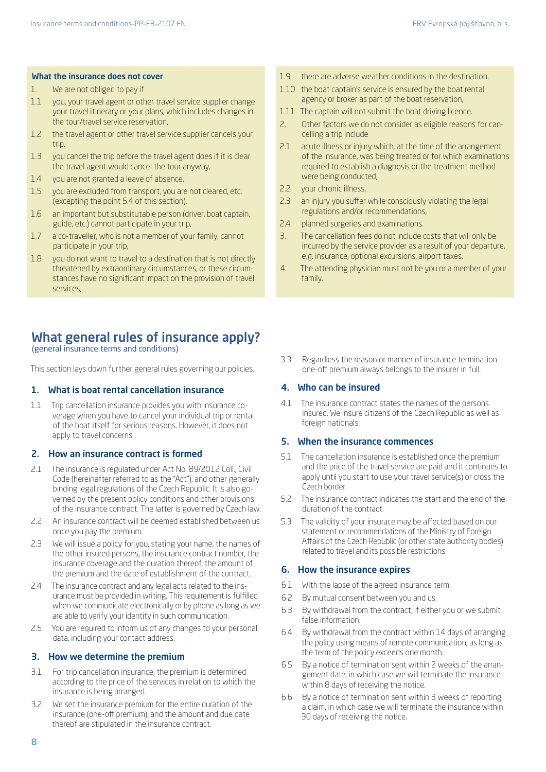### What the insurance does not cover

1. We are not obliged to pay if

1.1 you, your travel agent or other travel service supplier change your travel itinerary or your plans, which includes changes in the tour/travel service reservation,

1.2 the travel agent or other travel service supplier cancels your trip,

1.3 you cancel the trip before the travel agent does if it is clear the travel agent would cancel the tour anyway,

1.4 you are not granted a leave of absence,

1.5 you are excluded from transport, you are not cleared, etc. (excepting the point 5.4 of this section),

1.6 an important but substitutable person (driver, boat captain, guide, etc.) cannot participate in your trip,

1.7 a co-traveller, who is not a member of your family, cannot participate in your trip,

1.8 you do not want to travel to a destination that is not directly threatened by extraordinary circumstances, or these circumstances have no significant impact on the provision of travel services,

1.9 there are adverse weather conditions in the destination.

1.10 the boat captain's service is ensured by the boat rental agency or broker as part of the boat reservation,

1.11 The captain will not submit the boat driving licence.

2. Other factors we do not consider as eligible reasons for cancelling a trip include

2.1 acute illness or injury which, at the time of the arrangement of the insurance, was being treated or for which examinations required to establish a diagnosis or the treatment method were being conducted,

2.2 your chronic illness,

2.3 an injury you suffer while consciously violating the legal regulations and/or recommendations,

2.4 planned surgeries and examinations.

3. The cancellation fees do not include costs that will only be incurred by the service provider as a result of your departure, e.g. insurance, optional excursions, airport taxes.

4. The attending physician must not be you or a member of your family.

# What general rules of insurance apply?

(general insurance terms and conditions)

This section lays down further general rules governing our policies.

## 1. What is boat rental cancellation insurance

1.1 Trip cancellation insurance provides you with insurance coverage when you have to cancel your individual trip or rental of the boat itself for serious reasons. However, it does not apply to travel concerns.

## 2. How an insurance contract is formed

2.1 The insurance is regulated under Act No. 89/2012 Coll., Civil Code (hereinafter referred to as the "Act"), and other generally binding legal regulations of the Czech Republic. It is also governed by the present policy conditions and other provisions of the insurance contract. The latter is governed by Czech law.

2.2 An insurance contract will be deemed established between us once you pay the premium.

2.3 We will issue a policy for you, stating your name, the names of the other insured persons, the insurance contract number, the insurance coverage and the duration thereof, the amount of the premium and the date of establishment of the contract.

2.4 The insurance contract and any legal acts related to the insurance must be provided in writing. This requirement is fulfilled when we communicate electronically or by phone as long as we are able to verify your identity in such communication.

2.5 You are required to inform us of any changes to your personal data, including your contact address.

## 3. How we determine the premium

3.1 For trip cancellation insurance, the premium is determined according to the price of the services in relation to which the insurance is being arranged.

3.2 We set the insurance premium for the entire duration of the insurance (one-off premium), and the amount and due date thereof are stipulated in the insurance contract.

3.3 Regardless the reason or manner of insurance termination one-off premium always belongs to the insurer in full.

## 4. Who can be insured

4.1 The insurance contract states the names of the persons insured. We insure citizens of the Czech Republic as well as foreign nationals.

## 5. When the insurance commences

5.1 The cancellation insurance is established once the premium and the price of the travel service are paid and it continues to apply until you start to use your travel service(s) or cross the Czech border.

5.2 The insurance contract indicates the start and the end of the duration of the contract.

5.3 The validity of your insurace may be affected based on our statement or recommendations of the Ministry of Foreign Affairs of the Czech Republic (or other state authority bodies) related to travel and its possible restrictions.

## 6. How the insurance expires

6.1 With the lapse of the agreed insurance term.

6.2 By mutual consent between you and us.

6.3 By withdrawal from the contract, if either you or we submit false information.

6.4 By withdrawal from the contract within 14 days of arranging the policy using means of remote communication, as long as the term of the policy exceeds one month.

6.5 By a notice of termination sent within 2 weeks of the arrangement date, in which case we will terminate the insurance within 8 days of receiving the notice.

6.6 By a notice of termination sent within 3 weeks of reporting a claim, in which case we will terminate the insurance within 30 days of receiving the notice.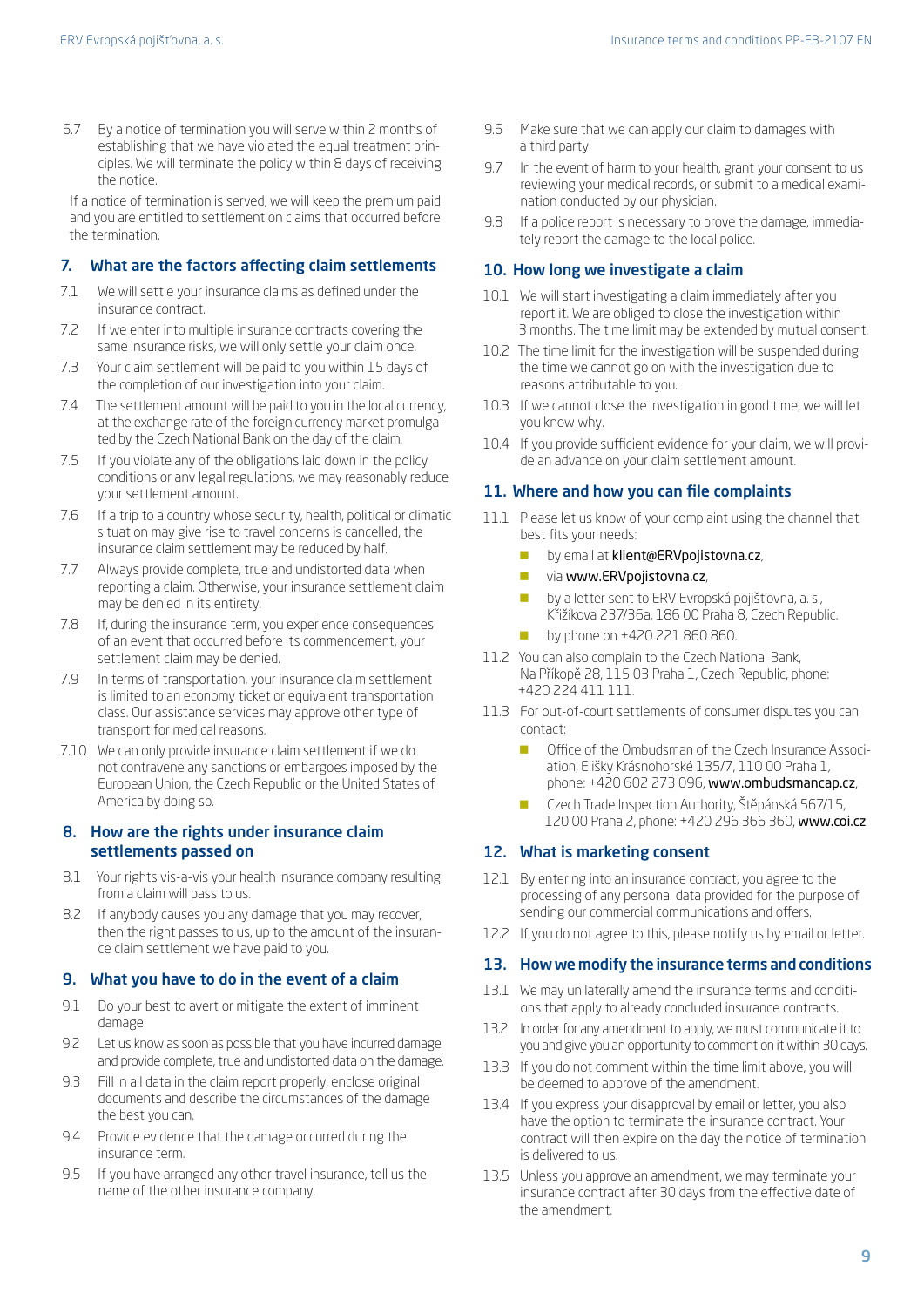6.7 By a notice of termination you will serve within 2 months of establishing that we have violated the equal treatment principles. We will terminate the policy within 8 days of receiving the notice.

If a notice of termination is served, we will keep the premium paid and you are entitled to settlement on claims that occurred before the termination.

## 7. What are the factors affecting claim settlements

7.1 We will settle your insurance claims as defined under the insurance contract.

7.2 If we enter into multiple insurance contracts covering the same insurance risks, we will only settle your claim once.

7.3 Your claim settlement will be paid to you within 15 days of the completion of our investigation into your claim.

7.4 The settlement amount will be paid to you in the local currency, at the exchange rate of the foreign currency market promulgated by the Czech National Bank on the day of the claim.

7.5 If you violate any of the obligations laid down in the policy conditions or any legal regulations, we may reasonably reduce your settlement amount.

7.6 If a trip to a country whose security, health, political or climatic situation may give rise to travel concerns is cancelled, the insurance claim settlement may be reduced by half.

7.7 Always provide complete, true and undistorted data when reporting a claim. Otherwise, your insurance settlement claim may be denied in its entirety.

7.8 If, during the insurance term, you experience consequences of an event that occurred before its commencement, your settlement claim may be denied.

7.9 In terms of transportation, your insurance claim settlement is limited to an economy ticket or equivalent transportation class. Our assistance services may approve other type of transport for medical reasons.

7.10 We can only provide insurance claim settlement if we do not contravene any sanctions or embargoes imposed by the European Union, the Czech Republic or the United States of America by doing so.

## 8. How are the rights under insurance claim settlements passed on

8.1 Your rights vis-a-vis your health insurance company resulting from a claim will pass to us.

8.2 If anybody causes you any damage that you may recover, then the right passes to us, up to the amount of the insurance claim settlement we have paid to you.

## 9. What you have to do in the event of a claim

9.1 Do your best to avert or mitigate the extent of imminent damage.

9.2 Let us know as soon as possible that you have incurred damage and provide complete, true and undistorted data on the damage.

9.3 Fill in all data in the claim report properly, enclose original documents and describe the circumstances of the damage the best you can.

9.4 Provide evidence that the damage occurred during the insurance term.

9.5 If you have arranged any other travel insurance, tell us the name of the other insurance company.

9.6 Make sure that we can apply our claim to damages with a third party.

9.7 In the event of harm to your health, grant your consent to us reviewing your medical records, or submit to a medical examination conducted by our physician.

9.8 If a police report is necessary to prove the damage, immediately report the damage to the local police.

## 10. How long we investigate a claim

10.1 We will start investigating a claim immediately after you report it. We are obliged to close the investigation within 3 months. The time limit may be extended by mutual consent.

10.2 The time limit for the investigation will be suspended during the time we cannot go on with the investigation due to reasons attributable to you.

10.3 If we cannot close the investigation in good time, we will let you know why.

10.4 If you provide sufficient evidence for your claim, we will provide an advance on your claim settlement amount.

## 11. Where and how you can file complaints

11.1 Please let us know of your complaint using the channel that best fits your needs:

- by email at klient@ERVpojistovna.cz,
- via www.ERVpojistovna.cz,
- by a letter sent to ERV Evropská pojišťovna, a. s., Křižíkova 237/36a, 186 00 Praha 8, Czech Republic.
- by phone on +420 221 860 860.

11.2 You can also complain to the Czech National Bank, Na Příkopě 28, 115 03 Praha 1, Czech Republic, phone: +420 224 411 111.

11.3 For out-of-court settlements of consumer disputes you can contact:

- Office of the Ombudsman of the Czech Insurance Association, Elišky Krásnohorské 135/7, 110 00 Praha 1, phone: +420 602 273 096, www.ombudsmancap.cz,
- Czech Trade Inspection Authority, Štěpánská 567/15, 120 00 Praha 2, phone: +420 296 366 360, www.coi.cz

## 12. What is marketing consent

12.1 By entering into an insurance contract, you agree to the processing of any personal data provided for the purpose of sending our commercial communications and offers.

12.2 If you do not agree to this, please notify us by email or letter.

## 13. How we modify the insurance terms and conditions

13.1 We may unilaterally amend the insurance terms and conditions that apply to already concluded insurance contracts.

13.2 In order for any amendment to apply, we must communicate it to you and give you an opportunity to comment on it within 30 days.

13.3 If you do not comment within the time limit above, you will be deemed to approve of the amendment.

13.4 If you express your disapproval by email or letter, you also have the option to terminate the insurance contract. Your contract will then expire on the day the notice of termination is delivered to us.

13.5 Unless you approve an amendment, we may terminate your insurance contract after 30 days from the effective date of the amendment.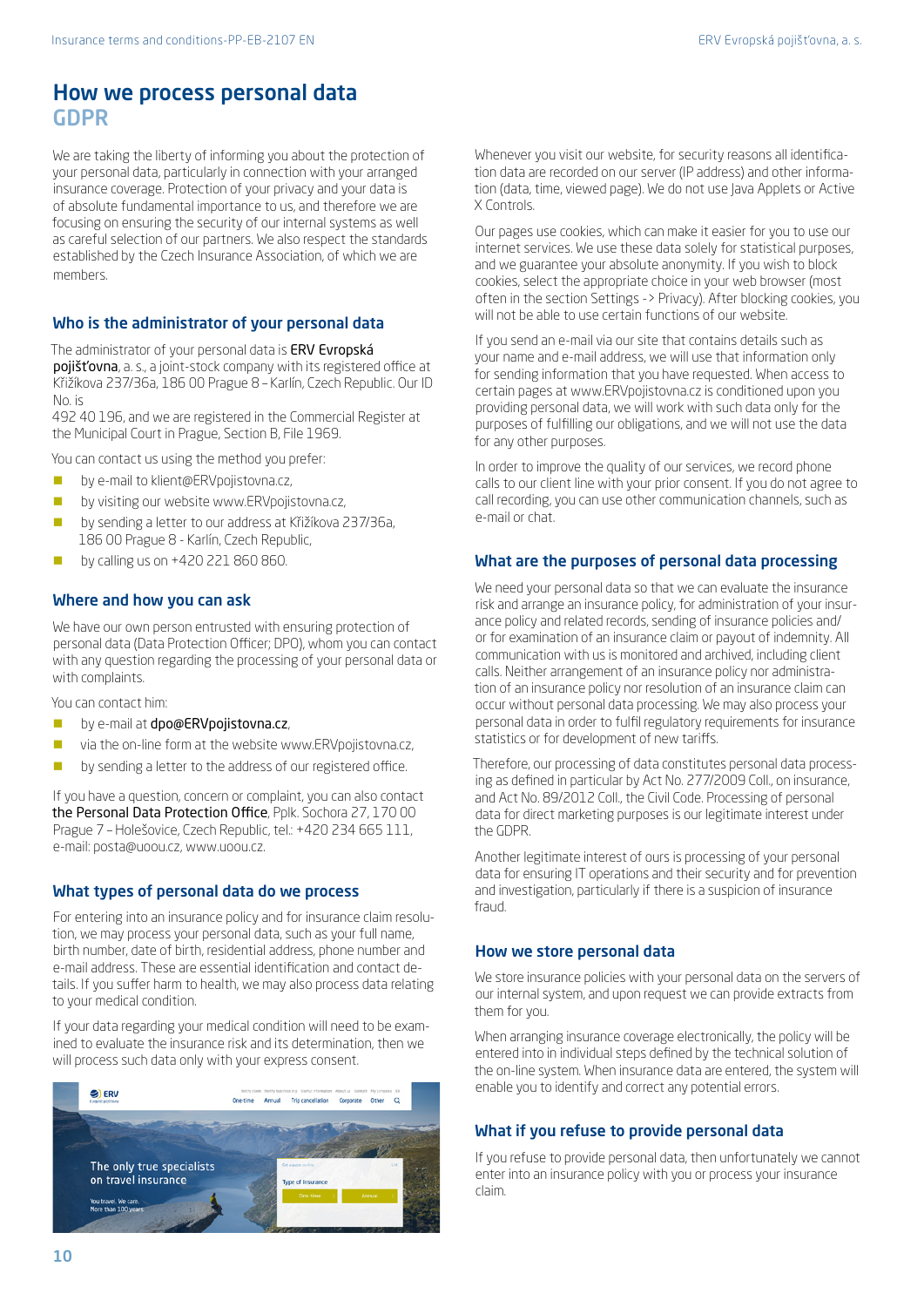# How we process personal data

## GDPR

We are taking the liberty of informing you about the protection of your personal data, particularly in connection with your arranged insurance coverage. Protection of your privacy and your data is of absolute fundamental importance to us, and therefore we are focusing on ensuring the security of our internal systems as well as careful selection of our partners. We also respect the standards established by the Czech Insurance Association, of which we are members.

### Who is the administrator of your personal data

The administrator of your personal data is ERV Evropská pojišťovna, a. s., a joint-stock company with its registered office at Křižíkova 237/36a, 186 00 Prague 8 – Karlín, Czech Republic. Our ID No. is 492 40 196, and we are registered in the Commercial Register at the Municipal Court in Prague, Section B, File 1969.

You can contact us using the method you prefer:

- by e-mail to klient@ERVpojistovna.cz,
- by visiting our website www.ERVpojistovna.cz,
- by sending a letter to our address at Křižkova 237/36a, 186 00 Prague 8 - Karlín, Czech Republic,
- by calling us on +420 221 860 860.

### Where and how you can ask

We have our own person entrusted with ensuring protection of personal data (Data Protection Officer; DPO), whom you can contact with any question regarding the processing of your personal data or with complaints.

You can contact him:

- by e-mail at dpo@ERVpojistovna.cz,
- via the on-line form at the website www.ERVpojistovna.cz,
- by sending a letter to the address of our registered office.

If you have a question, concern or complaint, you can also contact the Personal Data Protection Office, Pplk. Sochora 27, 170 00 Prague 7 – Holešovice, Czech Republic, tel.: +420 234 665 111, e-mail: posta@uoou.cz, www.uoou.cz.

### What types of personal data do we process

For entering into an insurance policy and for insurance claim resolution, we may process your personal data, such as your full name, birth number, date of birth, residential address, phone number and e-mail address. These are essential identification and contact details. If you suffer harm to health, we may also process data relating to your medical condition.

If your data regarding your medical condition will need to be examined to evaluate the insurance risk and its determination, then we will process such data only with your express consent.

Whenever you visit our website, for security reasons all identification data are recorded on our server (IP address) and other information (data, time, viewed page). We do not use Java Applets or Active X Controls.

Our pages use cookies, which can make it easier for you to use our internet services. We use these data solely for statistical purposes, and we guarantee your absolute anonymity. If you wish to block cookies, select the appropriate choice in your web browser (most often in the section Settings -> Privacy). After blocking cookies, you will not be able to use certain functions of our website.

If you send an e-mail via our site that contains details such as your name and e-mail address, we will use that information only for sending information that you have requested. When access to certain pages at www.ERVpojistovna.cz is conditioned upon you providing personal data, we will work with such data only for the purposes of fulfilling our obligations, and we will not use the data for any other purposes.

In order to improve the quality of our services, we record phone calls to our client line with your prior consent. If you do not agree to call recording, you can use other communication channels, such as e-mail or chat.

### What are the purposes of personal data processing

We need your personal data so that we can evaluate the insurance risk and arrange an insurance policy, for administration of your insurance policy and related records, sending of insurance policies and/or for examination of an insurance claim or payout of indemnity. All communication with us is monitored and archived, including client calls. Neither arrangement of an insurance policy nor administration of an insurance policy nor resolution of an insurance claim can occur without personal data processing. We may also process your personal data in order to fulfil regulatory requirements for insurance statistics or for development of new tariffs.

Therefore, our processing of data constitutes personal data processing as defined in particular by Act No. 277/2009 Coll., on insurance, and Act No. 89/2012 Coll., the Civil Code. Processing of personal data for direct marketing purposes is our legitimate interest under the GDPR.

Another legitimate interest of ours is processing of your personal data for ensuring IT operations and their security and for prevention and investigation, particularly if there is a suspicion of insurance fraud.

### How we store personal data

We store insurance policies with your personal data on the servers of our internal system, and upon request we can provide extracts from them for you.

When arranging insurance coverage electronically, the policy will be entered into in individual steps defined by the technical solution of the on-line system. When insurance data are entered, the system will enable you to identify and correct any potential errors.

### What if you refuse to provide personal data

If you refuse to provide personal data, then unfortunately we cannot enter into an insurance policy with you or process your insurance claim.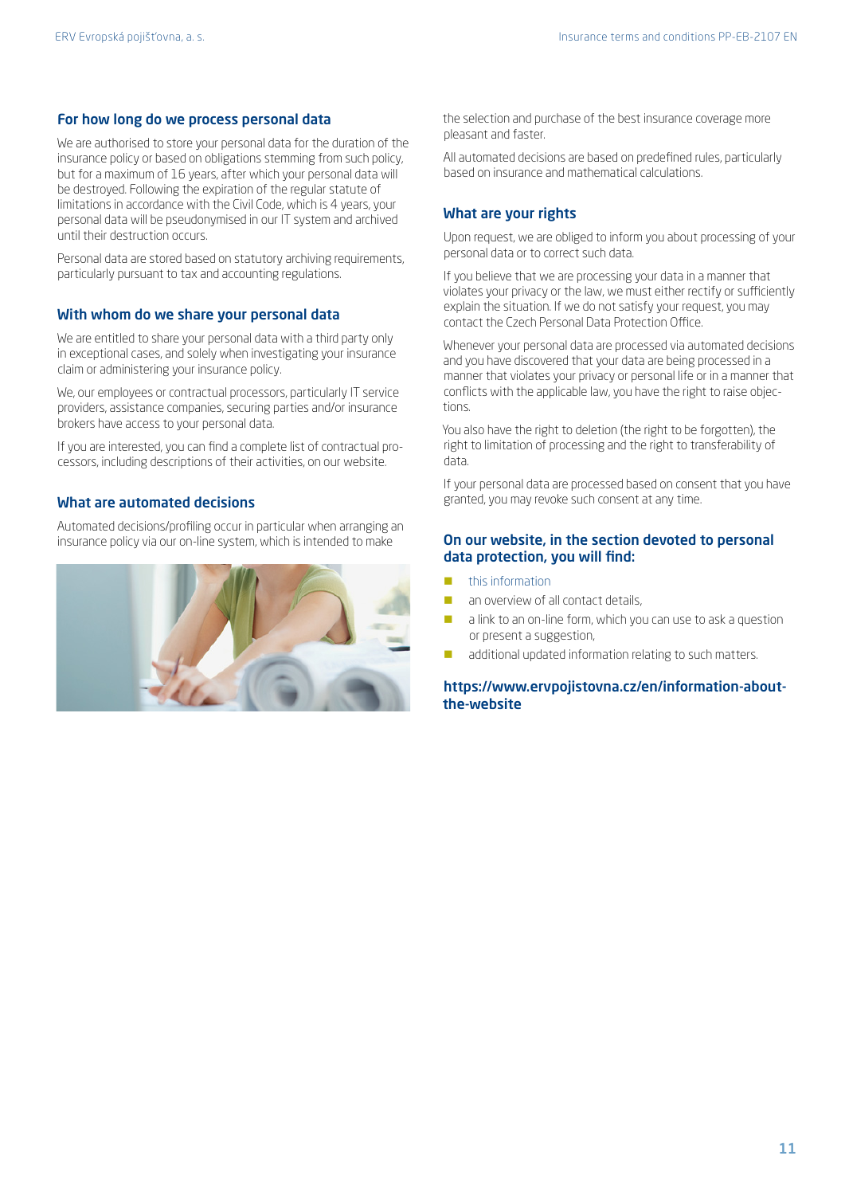## For how long do we process personal data

We are authorised to store your personal data for the duration of the insurance policy or based on obligations stemming from such policy, but for a maximum of 16 years, after which your personal data will be destroyed. Following the expiration of the regular statute of limitations in accordance with the Civil Code, which is 4 years, your personal data will be pseudonymised in our IT system and archived until their destruction occurs.

Personal data are stored based on statutory archiving requirements, particularly pursuant to tax and accounting regulations.

## With whom do we share your personal data

We are entitled to share your personal data with a third party only in exceptional cases, and solely when investigating your insurance claim or administering your insurance policy.

We, our employees or contractual processors, particularly IT service providers, assistance companies, securing parties and/or insurance brokers have access to your personal data.

If you are interested, you can find a complete list of contractual processors, including descriptions of their activities, on our website.

## What are automated decisions

Automated decisions/profiling occur in particular when arranging an insurance policy via our on-line system, which is intended to make the selection and purchase of the best insurance coverage more pleasant and faster.

All automated decisions are based on predefined rules, particularly based on insurance and mathematical calculations.

## What are your rights

Upon request, we are obliged to inform you about processing of your personal data or to correct such data.

If you believe that we are processing your data in a manner that violates your privacy or the law, we must either rectify or sufficiently explain the situation. If we do not satisfy your request, you may contact the Czech Personal Data Protection Office.

Whenever your personal data are processed via automated decisions and you have discovered that your data are being processed in a manner that violates your privacy or personal life or in a manner that conflicts with the applicable law, you have the right to raise objections.

You also have the right to deletion (the right to be forgotten), the right to limitation of processing and the right to transferability of data.

If your personal data are processed based on consent that you have granted, you may revoke such consent at any time.

## On our website, in the section devoted to personal data protection, you will find:

- this information
- an overview of all contact details,
- a link to an on-line form, which you can use to ask a question or present a suggestion,
- additional updated information relating to such matters.

**https://www.ervpojistovna.cz/en/information-about-the-website**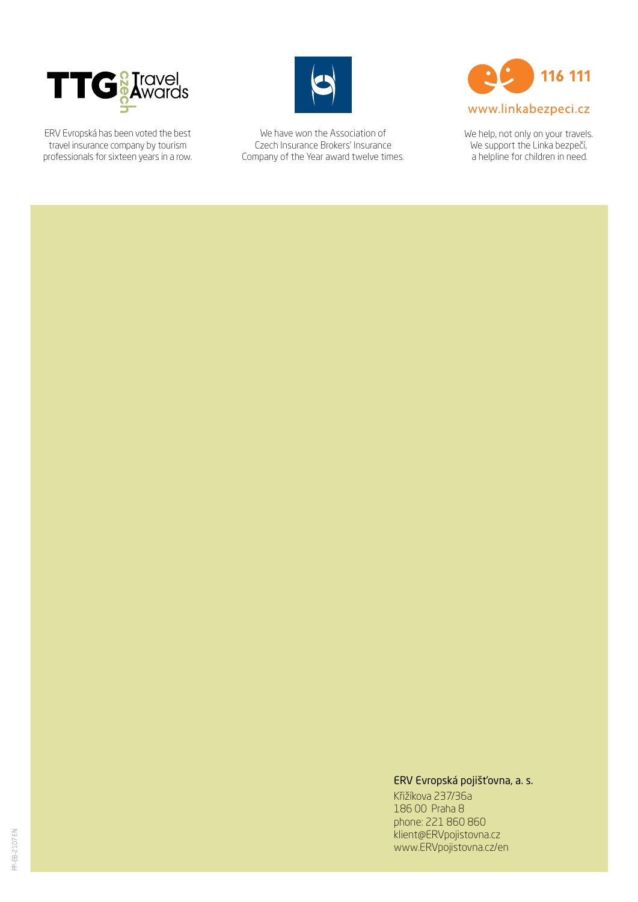TTG czech Travel Awards

ERV Evropská has been voted the best travel insurance company by tourism professionals for sixteen years in a row.

We have won the Association of Czech Insurance Brokers' Insurance Company of the Year award twelve times.

116 111

www.linkabezpeci.cz

We help, not only on your travels. We support the Linka bezpečí, a helpline for children in need.

ERV Evropská pojišťovna, a. s.

Křižíkova 237/36a
186 00 Praha 8
phone: 221 860 860
klient@ERVpojistovna.cz
www.ERVpojistovna.cz/en

PP-EB-2107 EN